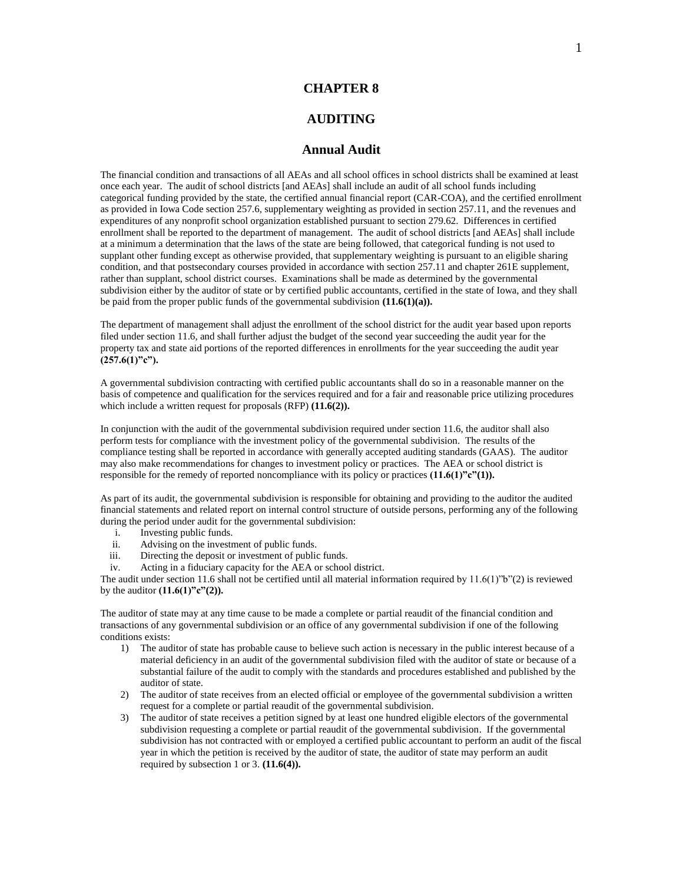# CHAPTER 8

# AUDITING

## Annual Audit

The financial condition and transactions of all AEAs and all school offices in school districts shall be examined at least once each year. The audit of school districts [and AEAs] shall include an audit of all school funds including categorical funding provided by the state, the certified annual financial report (CAR-COA), and the certified enrollment as provided in Iowa Code section 257.6, supplementary weighting as provided in section 257.11, and the revenues and expenditures of any nonprofit school organization established pursuant to section 279.62. Differences in certified enrollment shall be reported to the department of management. The audit of school districts [and AEAs] shall include at a minimum a determination that the laws of the state are being followed, that categorical funding is not used to supplant other funding except as otherwise provided, that supplementary weighting is pursuant to an eligible sharing condition, and that postsecondary courses provided in accordance with section 257.11 and chapter 261E supplement, rather than supplant, school district courses. Examinations shall be made as determined by the governmental subdivision either by the auditor of state or by certified public accountants, certified in the state of Iowa, and they shall be paid from the proper public funds of the governmental subdivision **(11.6(1)(a)).**

The department of management shall adjust the enrollment of the school district for the audit year based upon reports filed under section 11.6, and shall further adjust the budget of the second year succeeding the audit year for the property tax and state aid portions of the reported differences in enrollments for the year succeeding the audit year **(257.6(1)"c").**

A governmental subdivision contracting with certified public accountants shall do so in a reasonable manner on the basis of competence and qualification for the services required and for a fair and reasonable price utilizing procedures which include a written request for proposals (RFP) **(11.6(2)).**

In conjunction with the audit of the governmental subdivision required under section 11.6, the auditor shall also perform tests for compliance with the investment policy of the governmental subdivision. The results of the compliance testing shall be reported in accordance with generally accepted auditing standards (GAAS). The auditor may also make recommendations for changes to investment policy or practices. The AEA or school district is responsible for the remedy of reported noncompliance with its policy or practices **(11.6(1)"c"(1)).**

As part of its audit, the governmental subdivision is responsible for obtaining and providing to the auditor the audited financial statements and related report on internal control structure of outside persons, performing any of the following during the period under audit for the governmental subdivision:

i. Investing public funds.
ii. Advising on the investment of public funds.
iii. Directing the deposit or investment of public funds.
iv. Acting in a fiduciary capacity for the AEA or school district.

The audit under section 11.6 shall not be certified until all material information required by 11.6(1)"b"(2) is reviewed by the auditor **(11.6(1)"c"(2)).**

The auditor of state may at any time cause to be made a complete or partial reaudit of the financial condition and transactions of any governmental subdivision or an office of any governmental subdivision if one of the following conditions exists:

1) The auditor of state has probable cause to believe such action is necessary in the public interest because of a material deficiency in an audit of the governmental subdivision filed with the auditor of state or because of a substantial failure of the audit to comply with the standards and procedures established and published by the auditor of state.
2) The auditor of state receives from an elected official or employee of the governmental subdivision a written request for a complete or partial reaudit of the governmental subdivision.
3) The auditor of state receives a petition signed by at least one hundred eligible electors of the governmental subdivision requesting a complete or partial reaudit of the governmental subdivision. If the governmental subdivision has not contracted with or employed a certified public accountant to perform an audit of the fiscal year in which the petition is received by the auditor of state, the auditor of state may perform an audit required by subsection 1 or 3. **(11.6(4)).**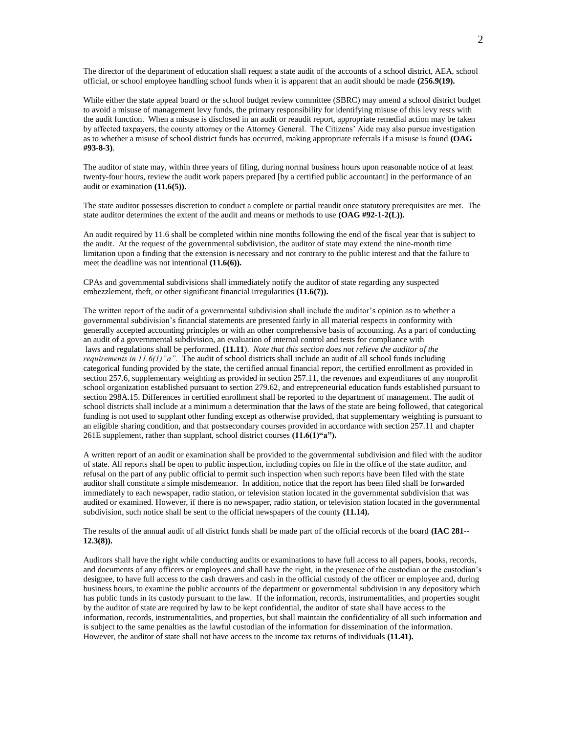The director of the department of education shall request a state audit of the accounts of a school district, AEA, school official, or school employee handling school funds when it is apparent that an audit should be made **(256.9(19).**

While either the state appeal board or the school budget review committee (SBRC) may amend a school district budget to avoid a misuse of management levy funds, the primary responsibility for identifying misuse of this levy rests with the audit function. When a misuse is disclosed in an audit or reaudit report, appropriate remedial action may be taken by affected taxpayers, the county attorney or the Attorney General. The Citizens' Aide may also pursue investigation as to whether a misuse of school district funds has occurred, making appropriate referrals if a misuse is found **(OAG #93-8-3)**.

The auditor of state may, within three years of filing, during normal business hours upon reasonable notice of at least twenty-four hours, review the audit work papers prepared [by a certified public accountant] in the performance of an audit or examination **(11.6(5)).**

The state auditor possesses discretion to conduct a complete or partial reaudit once statutory prerequisites are met. The state auditor determines the extent of the audit and means or methods to use **(OAG #92-1-2(L)).**

An audit required by 11.6 shall be completed within nine months following the end of the fiscal year that is subject to the audit. At the request of the governmental subdivision, the auditor of state may extend the nine-month time limitation upon a finding that the extension is necessary and not contrary to the public interest and that the failure to meet the deadline was not intentional **(11.6(6)).**

CPAs and governmental subdivisions shall immediately notify the auditor of state regarding any suspected embezzlement, theft, or other significant financial irregularities **(11.6(7)).**

The written report of the audit of a governmental subdivision shall include the auditor's opinion as to whether a governmental subdivision's financial statements are presented fairly in all material respects in conformity with generally accepted accounting principles or with an other comprehensive basis of accounting. As a part of conducting an audit of a governmental subdivision, an evaluation of internal control and tests for compliance with laws and regulations shall be performed. **(11.11**). *Note that this section does not relieve the auditor of the requirements in 11.6(1)"a".* The audit of school districts shall include an audit of all school funds including categorical funding provided by the state, the certified annual financial report, the certified enrollment as provided in section 257.6, supplementary weighting as provided in section 257.11, the revenues and expenditures of any nonprofit school organization established pursuant to section 279.62, and entrepreneurial education funds established pursuant to section 298A.15. Differences in certified enrollment shall be reported to the department of management. The audit of school districts shall include at a minimum a determination that the laws of the state are being followed, that categorical funding is not used to supplant other funding except as otherwise provided, that supplementary weighting is pursuant to an eligible sharing condition, and that postsecondary courses provided in accordance with section 257.11 and chapter 261E supplement, rather than supplant, school district courses **(11.6(1)"a").**

A written report of an audit or examination shall be provided to the governmental subdivision and filed with the auditor of state. All reports shall be open to public inspection, including copies on file in the office of the state auditor, and refusal on the part of any public official to permit such inspection when such reports have been filed with the state auditor shall constitute a simple misdemeanor. In addition, notice that the report has been filed shall be forwarded immediately to each newspaper, radio station, or television station located in the governmental subdivision that was audited or examined. However, if there is no newspaper, radio station, or television station located in the governmental subdivision, such notice shall be sent to the official newspapers of the county **(11.14).**

The results of the annual audit of all district funds shall be made part of the official records of the board **(IAC 281--12.3(8)).**

Auditors shall have the right while conducting audits or examinations to have full access to all papers, books, records, and documents of any officers or employees and shall have the right, in the presence of the custodian or the custodian's designee, to have full access to the cash drawers and cash in the official custody of the officer or employee and, during business hours, to examine the public accounts of the department or governmental subdivision in any depository which has public funds in its custody pursuant to the law. If the information, records, instrumentalities, and properties sought by the auditor of state are required by law to be kept confidential, the auditor of state shall have access to the information, records, instrumentalities, and properties, but shall maintain the confidentiality of all such information and is subject to the same penalties as the lawful custodian of the information for dissemination of the information. However, the auditor of state shall not have access to the income tax returns of individuals **(11.41).**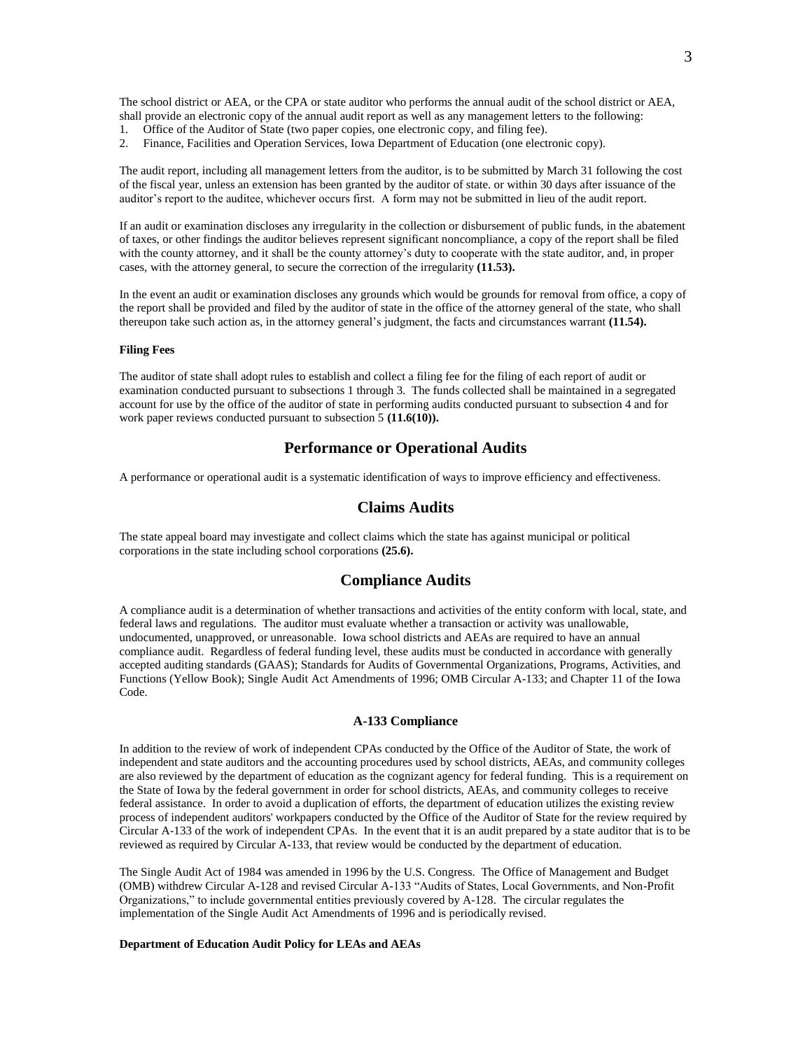The school district or AEA, or the CPA or state auditor who performs the annual audit of the school district or AEA, shall provide an electronic copy of the annual audit report as well as any management letters to the following:

1. Office of the Auditor of State (two paper copies, one electronic copy, and filing fee).
2. Finance, Facilities and Operation Services, Iowa Department of Education (one electronic copy).

The audit report, including all management letters from the auditor, is to be submitted by March 31 following the cost of the fiscal year, unless an extension has been granted by the auditor of state. or within 30 days after issuance of the auditor's report to the auditee, whichever occurs first. A form may not be submitted in lieu of the audit report.

If an audit or examination discloses any irregularity in the collection or disbursement of public funds, in the abatement of taxes, or other findings the auditor believes represent significant noncompliance, a copy of the report shall be filed with the county attorney, and it shall be the county attorney's duty to cooperate with the state auditor, and, in proper cases, with the attorney general, to secure the correction of the irregularity **(11.53).**

In the event an audit or examination discloses any grounds which would be grounds for removal from office, a copy of the report shall be provided and filed by the auditor of state in the office of the attorney general of the state, who shall thereupon take such action as, in the attorney general's judgment, the facts and circumstances warrant **(11.54).**

#### Filing Fees

The auditor of state shall adopt rules to establish and collect a filing fee for the filing of each report of audit or examination conducted pursuant to subsections 1 through 3. The funds collected shall be maintained in a segregated account for use by the office of the auditor of state in performing audits conducted pursuant to subsection 4 and for work paper reviews conducted pursuant to subsection 5 **(11.6(10)).**

## Performance or Operational Audits

A performance or operational audit is a systematic identification of ways to improve efficiency and effectiveness.

## Claims Audits

The state appeal board may investigate and collect claims which the state has against municipal or political corporations in the state including school corporations **(25.6).**

## Compliance Audits

A compliance audit is a determination of whether transactions and activities of the entity conform with local, state, and federal laws and regulations. The auditor must evaluate whether a transaction or activity was unallowable, undocumented, unapproved, or unreasonable. Iowa school districts and AEAs are required to have an annual compliance audit. Regardless of federal funding level, these audits must be conducted in accordance with generally accepted auditing standards (GAAS); Standards for Audits of Governmental Organizations, Programs, Activities, and Functions (Yellow Book); Single Audit Act Amendments of 1996; OMB Circular A-133; and Chapter 11 of the Iowa Code.

### A-133 Compliance

In addition to the review of work of independent CPAs conducted by the Office of the Auditor of State, the work of independent and state auditors and the accounting procedures used by school districts, AEAs, and community colleges are also reviewed by the department of education as the cognizant agency for federal funding. This is a requirement on the State of Iowa by the federal government in order for school districts, AEAs, and community colleges to receive federal assistance. In order to avoid a duplication of efforts, the department of education utilizes the existing review process of independent auditors' workpapers conducted by the Office of the Auditor of State for the review required by Circular A-133 of the work of independent CPAs. In the event that it is an audit prepared by a state auditor that is to be reviewed as required by Circular A-133, that review would be conducted by the department of education.

The Single Audit Act of 1984 was amended in 1996 by the U.S. Congress. The Office of Management and Budget (OMB) withdrew Circular A-128 and revised Circular A-133 "Audits of States, Local Governments, and Non-Profit Organizations," to include governmental entities previously covered by A-128. The circular regulates the implementation of the Single Audit Act Amendments of 1996 and is periodically revised.

#### Department of Education Audit Policy for LEAs and AEAs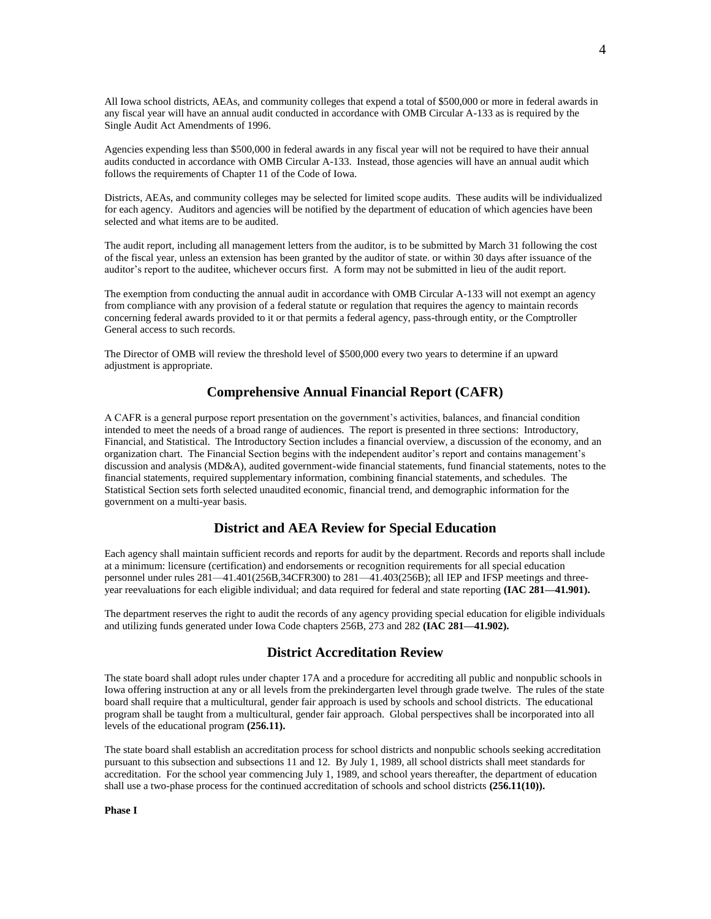All Iowa school districts, AEAs, and community colleges that expend a total of $500,000 or more in federal awards in any fiscal year will have an annual audit conducted in accordance with OMB Circular A-133 as is required by the Single Audit Act Amendments of 1996.

Agencies expending less than $500,000 in federal awards in any fiscal year will not be required to have their annual audits conducted in accordance with OMB Circular A-133. Instead, those agencies will have an annual audit which follows the requirements of Chapter 11 of the Code of Iowa.

Districts, AEAs, and community colleges may be selected for limited scope audits. These audits will be individualized for each agency. Auditors and agencies will be notified by the department of education of which agencies have been selected and what items are to be audited.

The audit report, including all management letters from the auditor, is to be submitted by March 31 following the cost of the fiscal year, unless an extension has been granted by the auditor of state. or within 30 days after issuance of the auditor's report to the auditee, whichever occurs first. A form may not be submitted in lieu of the audit report.

The exemption from conducting the annual audit in accordance with OMB Circular A-133 will not exempt an agency from compliance with any provision of a federal statute or regulation that requires the agency to maintain records concerning federal awards provided to it or that permits a federal agency, pass-through entity, or the Comptroller General access to such records.

The Director of OMB will review the threshold level of $500,000 every two years to determine if an upward adjustment is appropriate.

## Comprehensive Annual Financial Report (CAFR)

A CAFR is a general purpose report presentation on the government's activities, balances, and financial condition intended to meet the needs of a broad range of audiences. The report is presented in three sections: Introductory, Financial, and Statistical. The Introductory Section includes a financial overview, a discussion of the economy, and an organization chart. The Financial Section begins with the independent auditor's report and contains management's discussion and analysis (MD&A), audited government-wide financial statements, fund financial statements, notes to the financial statements, required supplementary information, combining financial statements, and schedules. The Statistical Section sets forth selected unaudited economic, financial trend, and demographic information for the government on a multi-year basis.

## District and AEA Review for Special Education

Each agency shall maintain sufficient records and reports for audit by the department. Records and reports shall include at a minimum: licensure (certification) and endorsements or recognition requirements for all special education personnel under rules 281—41.401(256B,34CFR300) to 281—41.403(256B); all IEP and IFSP meetings and three-year reevaluations for each eligible individual; and data required for federal and state reporting **(IAC 281—41.901).**

The department reserves the right to audit the records of any agency providing special education for eligible individuals and utilizing funds generated under Iowa Code chapters 256B, 273 and 282 **(IAC 281—41.902).**

## District Accreditation Review

The state board shall adopt rules under chapter 17A and a procedure for accrediting all public and nonpublic schools in Iowa offering instruction at any or all levels from the prekindergarten level through grade twelve. The rules of the state board shall require that a multicultural, gender fair approach is used by schools and school districts. The educational program shall be taught from a multicultural, gender fair approach. Global perspectives shall be incorporated into all levels of the educational program **(256.11).**

The state board shall establish an accreditation process for school districts and nonpublic schools seeking accreditation pursuant to this subsection and subsections 11 and 12. By July 1, 1989, all school districts shall meet standards for accreditation. For the school year commencing July 1, 1989, and school years thereafter, the department of education shall use a two-phase process for the continued accreditation of schools and school districts **(256.11(10)).**

**Phase I**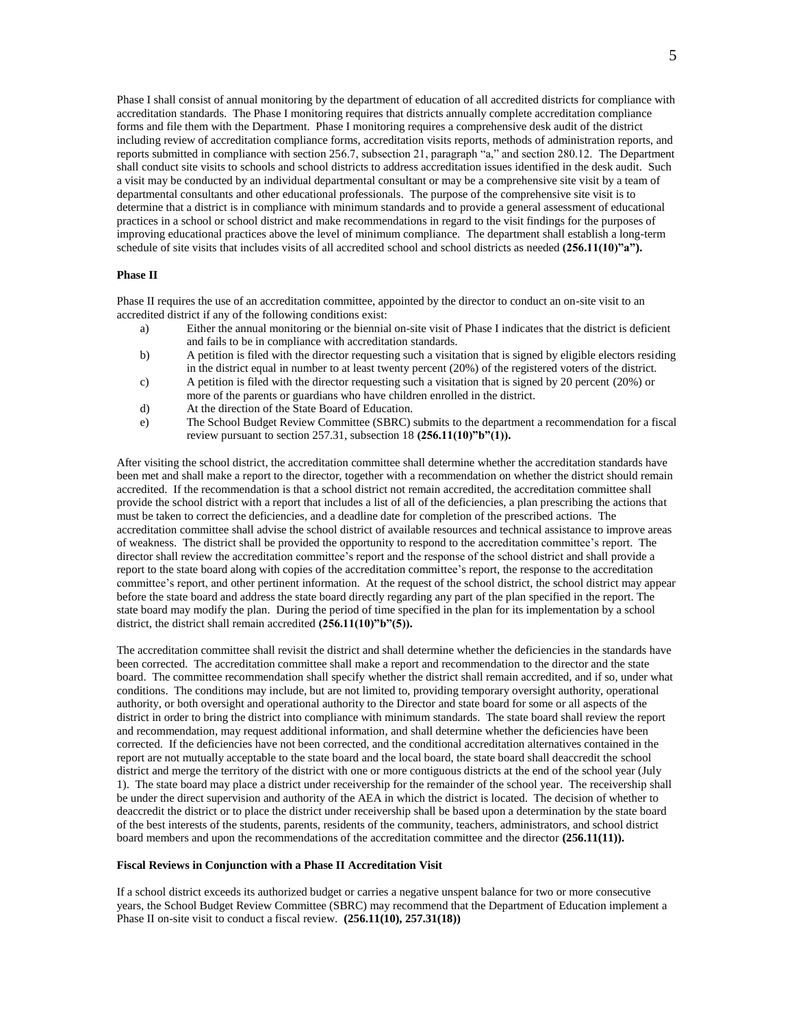Phase I shall consist of annual monitoring by the department of education of all accredited districts for compliance with accreditation standards. The Phase I monitoring requires that districts annually complete accreditation compliance forms and file them with the Department. Phase I monitoring requires a comprehensive desk audit of the district including review of accreditation compliance forms, accreditation visits reports, methods of administration reports, and reports submitted in compliance with section 256.7, subsection 21, paragraph "a," and section 280.12. The Department shall conduct site visits to schools and school districts to address accreditation issues identified in the desk audit. Such a visit may be conducted by an individual departmental consultant or may be a comprehensive site visit by a team of departmental consultants and other educational professionals. The purpose of the comprehensive site visit is to determine that a district is in compliance with minimum standards and to provide a general assessment of educational practices in a school or school district and make recommendations in regard to the visit findings for the purposes of improving educational practices above the level of minimum compliance. The department shall establish a long-term schedule of site visits that includes visits of all accredited school and school districts as needed **(256.11(10)"a").**

**Phase II**

Phase II requires the use of an accreditation committee, appointed by the director to conduct an on-site visit to an accredited district if any of the following conditions exist:

a) Either the annual monitoring or the biennial on-site visit of Phase I indicates that the district is deficient and fails to be in compliance with accreditation standards.
b) A petition is filed with the director requesting such a visitation that is signed by eligible electors residing in the district equal in number to at least twenty percent (20%) of the registered voters of the district.
c) A petition is filed with the director requesting such a visitation that is signed by 20 percent (20%) or more of the parents or guardians who have children enrolled in the district.
d) At the direction of the State Board of Education.
e) The School Budget Review Committee (SBRC) submits to the department a recommendation for a fiscal review pursuant to section 257.31, subsection 18 **(256.11(10)"b"(1)).**

After visiting the school district, the accreditation committee shall determine whether the accreditation standards have been met and shall make a report to the director, together with a recommendation on whether the district should remain accredited. If the recommendation is that a school district not remain accredited, the accreditation committee shall provide the school district with a report that includes a list of all of the deficiencies, a plan prescribing the actions that must be taken to correct the deficiencies, and a deadline date for completion of the prescribed actions. The accreditation committee shall advise the school district of available resources and technical assistance to improve areas of weakness. The district shall be provided the opportunity to respond to the accreditation committee's report. The director shall review the accreditation committee's report and the response of the school district and shall provide a report to the state board along with copies of the accreditation committee's report, the response to the accreditation committee's report, and other pertinent information. At the request of the school district, the school district may appear before the state board and address the state board directly regarding any part of the plan specified in the report. The state board may modify the plan. During the period of time specified in the plan for its implementation by a school district, the district shall remain accredited **(256.11(10)"b"(5)).**

The accreditation committee shall revisit the district and shall determine whether the deficiencies in the standards have been corrected. The accreditation committee shall make a report and recommendation to the director and the state board. The committee recommendation shall specify whether the district shall remain accredited, and if so, under what conditions. The conditions may include, but are not limited to, providing temporary oversight authority, operational authority, or both oversight and operational authority to the Director and state board for some or all aspects of the district in order to bring the district into compliance with minimum standards. The state board shall review the report and recommendation, may request additional information, and shall determine whether the deficiencies have been corrected. If the deficiencies have not been corrected, and the conditional accreditation alternatives contained in the report are not mutually acceptable to the state board and the local board, the state board shall deaccredit the school district and merge the territory of the district with one or more contiguous districts at the end of the school year (July 1). The state board may place a district under receivership for the remainder of the school year. The receivership shall be under the direct supervision and authority of the AEA in which the district is located. The decision of whether to deaccredit the district or to place the district under receivership shall be based upon a determination by the state board of the best interests of the students, parents, residents of the community, teachers, administrators, and school district board members and upon the recommendations of the accreditation committee and the director **(256.11(11)).**

**Fiscal Reviews in Conjunction with a Phase II Accreditation Visit**

If a school district exceeds its authorized budget or carries a negative unspent balance for two or more consecutive years, the School Budget Review Committee (SBRC) may recommend that the Department of Education implement a Phase II on-site visit to conduct a fiscal review. **(256.11(10), 257.31(18))**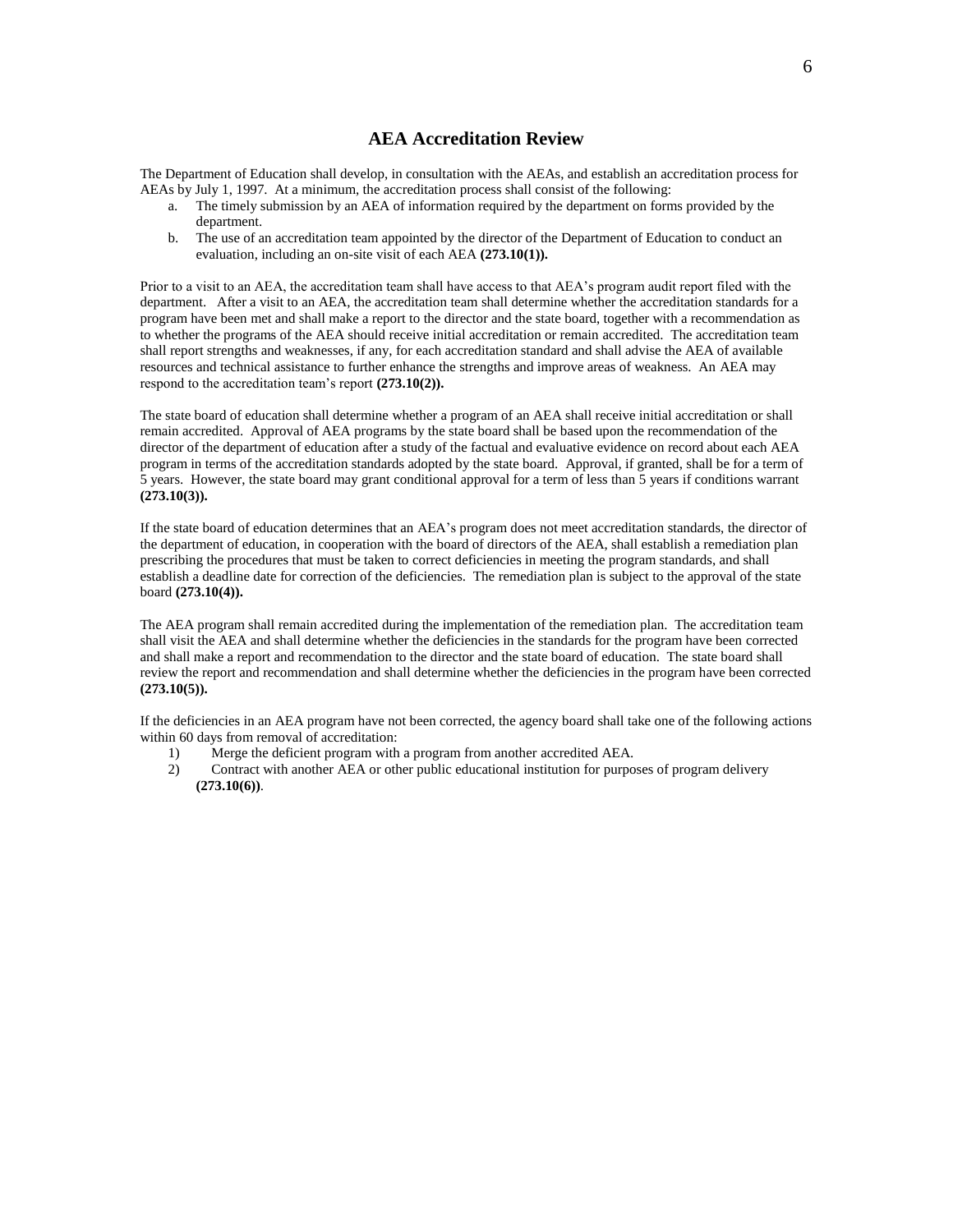## AEA Accreditation Review

The Department of Education shall develop, in consultation with the AEAs, and establish an accreditation process for AEAs by July 1, 1997. At a minimum, the accreditation process shall consist of the following:

a. The timely submission by an AEA of information required by the department on forms provided by the department.
b. The use of an accreditation team appointed by the director of the Department of Education to conduct an evaluation, including an on-site visit of each AEA **(273.10(1)).**

Prior to a visit to an AEA, the accreditation team shall have access to that AEA's program audit report filed with the department. After a visit to an AEA, the accreditation team shall determine whether the accreditation standards for a program have been met and shall make a report to the director and the state board, together with a recommendation as to whether the programs of the AEA should receive initial accreditation or remain accredited. The accreditation team shall report strengths and weaknesses, if any, for each accreditation standard and shall advise the AEA of available resources and technical assistance to further enhance the strengths and improve areas of weakness. An AEA may respond to the accreditation team's report **(273.10(2)).**

The state board of education shall determine whether a program of an AEA shall receive initial accreditation or shall remain accredited. Approval of AEA programs by the state board shall be based upon the recommendation of the director of the department of education after a study of the factual and evaluative evidence on record about each AEA program in terms of the accreditation standards adopted by the state board. Approval, if granted, shall be for a term of 5 years. However, the state board may grant conditional approval for a term of less than 5 years if conditions warrant **(273.10(3)).**

If the state board of education determines that an AEA's program does not meet accreditation standards, the director of the department of education, in cooperation with the board of directors of the AEA, shall establish a remediation plan prescribing the procedures that must be taken to correct deficiencies in meeting the program standards, and shall establish a deadline date for correction of the deficiencies. The remediation plan is subject to the approval of the state board **(273.10(4)).**

The AEA program shall remain accredited during the implementation of the remediation plan. The accreditation team shall visit the AEA and shall determine whether the deficiencies in the standards for the program have been corrected and shall make a report and recommendation to the director and the state board of education. The state board shall review the report and recommendation and shall determine whether the deficiencies in the program have been corrected **(273.10(5)).**

If the deficiencies in an AEA program have not been corrected, the agency board shall take one of the following actions within 60 days from removal of accreditation:

1) Merge the deficient program with a program from another accredited AEA.
2) Contract with another AEA or other public educational institution for purposes of program delivery **(273.10(6))**.